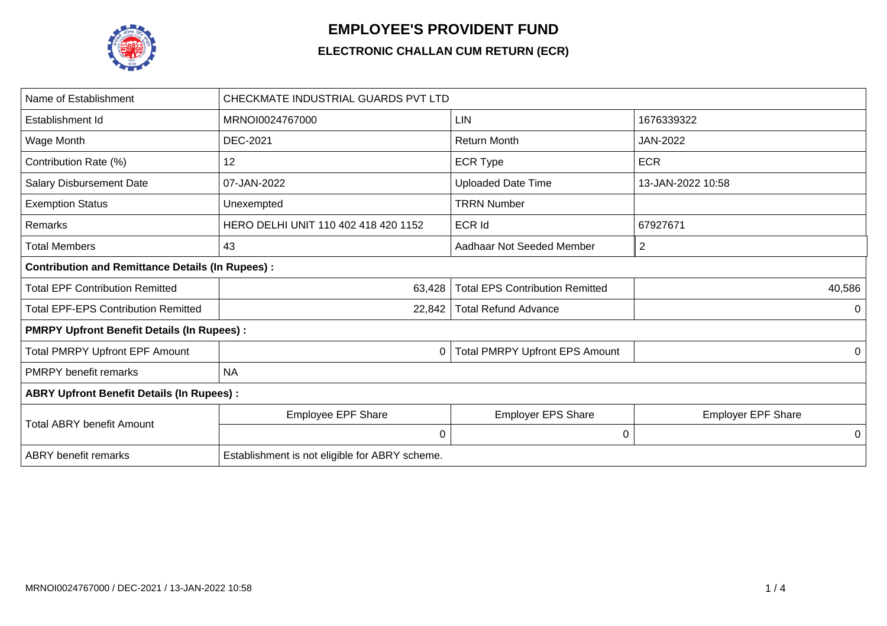# EMPLOYEE'S PROVIDENT FUND

## ELECTRONIC CHALLAN CUM RETURN (ECR)

| Name of Establishment | CHECKMATE INDUSTRIAL GUARDS PVT LTD | | |
|---|---|---|---|
| Establishment Id | MRNOI0024767000 | LIN | 1676339322 |
| Wage Month | DEC-2021 | Return Month | JAN-2022 |
| Contribution Rate (%) | 12 | ECR Type | ECR |
| Salary Disbursement Date | 07-JAN-2022 | Uploaded Date Time | 13-JAN-2022 10:58 |
| Exemption Status | Unexempted | TRRN Number | |
| Remarks | HERO DELHI UNIT 110 402 418 420 1152 | ECR Id | 67927671 |
| Total Members | 43 | Aadhaar Not Seeded Member | 2 |
| **Contribution and Remittance Details (In Rupees) :** | | | |
| Total EPF Contribution Remitted | 63,428 | Total EPS Contribution Remitted | 40,586 |
| Total EPF-EPS Contribution Remitted | 22,842 | Total Refund Advance | 0 |
| **PMRPY Upfront Benefit Details (In Rupees) :** | | | |
| Total PMRPY Upfront EPF Amount | 0 | Total PMRPY Upfront EPS Amount | 0 |
| PMRPY benefit remarks | NA | | |
| **ABRY Upfront Benefit Details (In Rupees) :** | | | |
| Total ABRY benefit Amount | Employee EPF Share | Employer EPS Share | Employer EPF Share |
| | 0 | 0 | 0 |
| ABRY benefit remarks | Establishment is not eligible for ABRY scheme. | | |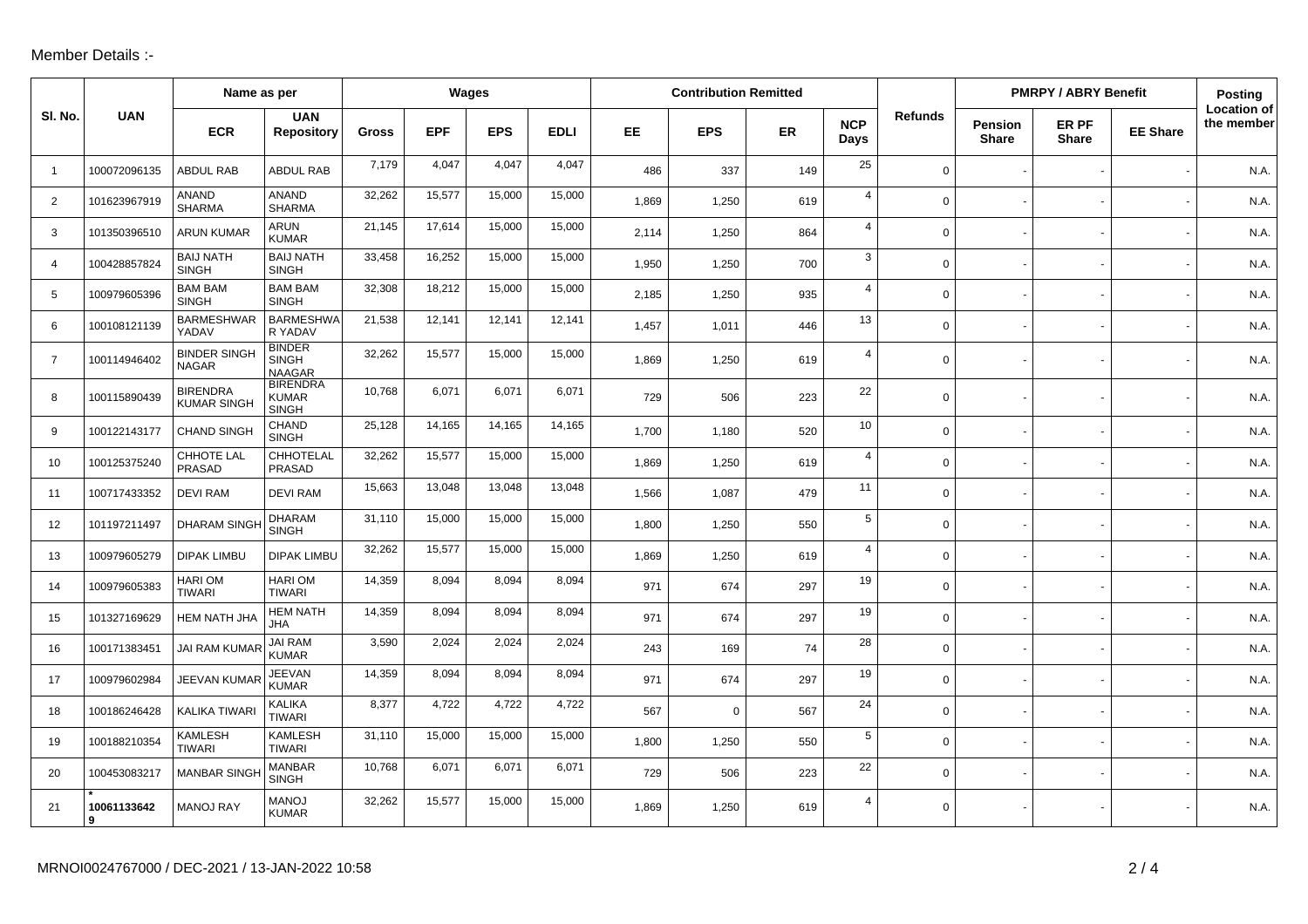Member Details :-

| Sl. No. | UAN | Name as per | | Wages | | | | Contribution Remitted | | | | Refunds | PMRPY / ABRY Benefit | | | Posting Location of the member |
|---|---|---|---|---|---|---|---|---|---|---|---|---|---|---|---|---|
| | | ECR | UAN Repository | Gross | EPF | EPS | EDLI | EE | EPS | ER | NCP Days | | Pension Share | ER PF Share | EE Share | |
| 1 | 100072096135 | ABDUL RAB | ABDUL RAB | 7,179 | 4,047 | 4,047 | 4,047 | 486 | 337 | 149 | 25 | 0 | - | - | - | N.A. |
| 2 | 101623967919 | ANAND SHARMA | ANAND SHARMA | 32,262 | 15,577 | 15,000 | 15,000 | 1,869 | 1,250 | 619 | 4 | 0 | - | - | - | N.A. |
| 3 | 101350396510 | ARUN KUMAR | ARUN KUMAR | 21,145 | 17,614 | 15,000 | 15,000 | 2,114 | 1,250 | 864 | 4 | 0 | - | - | - | N.A. |
| 4 | 100428857824 | BAIJ NATH SINGH | BAIJ NATH SINGH | 33,458 | 16,252 | 15,000 | 15,000 | 1,950 | 1,250 | 700 | 3 | 0 | - | - | - | N.A. |
| 5 | 100979605396 | BAM BAM SINGH | BAM BAM SINGH | 32,308 | 18,212 | 15,000 | 15,000 | 2,185 | 1,250 | 935 | 4 | 0 | - | - | - | N.A. |
| 6 | 100108121139 | BARMESHWAR YADAV | BARMESHWA R YADAV | 21,538 | 12,141 | 12,141 | 12,141 | 1,457 | 1,011 | 446 | 13 | 0 | - | - | - | N.A. |
| 7 | 100114946402 | BINDER SINGH NAGAR | BINDER SINGH NAAGAR | 32,262 | 15,577 | 15,000 | 15,000 | 1,869 | 1,250 | 619 | 4 | 0 | - | - | - | N.A. |
| 8 | 100115890439 | BIRENDRA KUMAR SINGH | BIRENDRA KUMAR SINGH | 10,768 | 6,071 | 6,071 | 6,071 | 729 | 506 | 223 | 22 | 0 | - | - | - | N.A. |
| 9 | 100122143177 | CHAND SINGH | CHAND SINGH | 25,128 | 14,165 | 14,165 | 14,165 | 1,700 | 1,180 | 520 | 10 | 0 | - | - | - | N.A. |
| 10 | 100125375240 | CHHOTE LAL PRASAD | CHHOTELAL PRASAD | 32,262 | 15,577 | 15,000 | 15,000 | 1,869 | 1,250 | 619 | 4 | 0 | - | - | - | N.A. |
| 11 | 100717433352 | DEVI RAM | DEVI RAM | 15,663 | 13,048 | 13,048 | 13,048 | 1,566 | 1,087 | 479 | 11 | 0 | - | - | - | N.A. |
| 12 | 101197211497 | DHARAM SINGH | DHARAM SINGH | 31,110 | 15,000 | 15,000 | 15,000 | 1,800 | 1,250 | 550 | 5 | 0 | - | - | - | N.A. |
| 13 | 100979605279 | DIPAK LIMBU | DIPAK LIMBU | 32,262 | 15,577 | 15,000 | 15,000 | 1,869 | 1,250 | 619 | 4 | 0 | - | - | - | N.A. |
| 14 | 100979605383 | HARI OM TIWARI | HARI OM TIWARI | 14,359 | 8,094 | 8,094 | 8,094 | 971 | 674 | 297 | 19 | 0 | - | - | - | N.A. |
| 15 | 101327169629 | HEM NATH JHA | HEM NATH JHA | 14,359 | 8,094 | 8,094 | 8,094 | 971 | 674 | 297 | 19 | 0 | - | - | - | N.A. |
| 16 | 100171383451 | JAI RAM KUMAR | JAI RAM KUMAR | 3,590 | 2,024 | 2,024 | 2,024 | 243 | 169 | 74 | 28 | 0 | - | - | - | N.A. |
| 17 | 100979602984 | JEEVAN KUMAR | JEEVAN KUMAR | 14,359 | 8,094 | 8,094 | 8,094 | 971 | 674 | 297 | 19 | 0 | - | - | - | N.A. |
| 18 | 100186246428 | KALIKA TIWARI | KALIKA TIWARI | 8,377 | 4,722 | 4,722 | 4,722 | 567 | 0 | 567 | 24 | 0 | - | - | - | N.A. |
| 19 | 100188210354 | KAMLESH TIWARI | KAMLESH TIWARI | 31,110 | 15,000 | 15,000 | 15,000 | 1,800 | 1,250 | 550 | 5 | 0 | - | - | - | N.A. |
| 20 | 100453083217 | MANBAR SINGH | MANBAR SINGH | 10,768 | 6,071 | 6,071 | 6,071 | 729 | 506 | 223 | 22 | 0 | - | - | - | N.A. |
| 21 | * 100611336429 | MANOJ RAY | MANOJ KUMAR | 32,262 | 15,577 | 15,000 | 15,000 | 1,869 | 1,250 | 619 | 4 | 0 | - | - | - | N.A. |

MRNOI0024767000 / DEC-2021 / 13-JAN-2022 10:58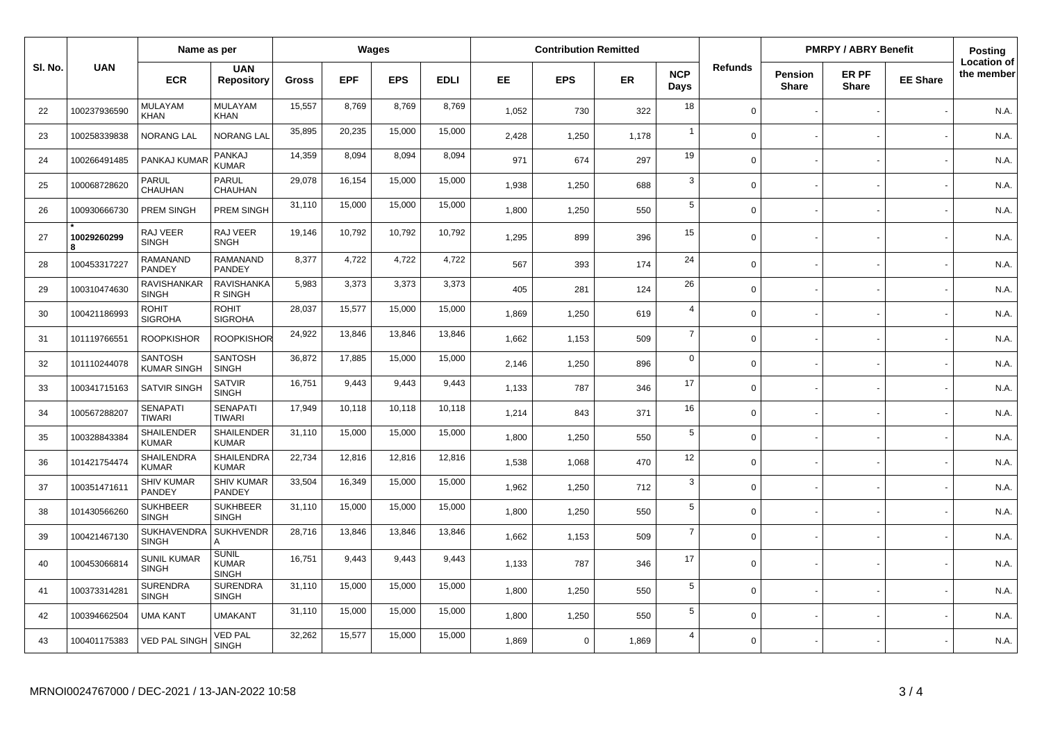| Sl. No. | UAN | Name as per | | Wages | | | | Contribution Remitted | | | | Refunds | PMRPY / ABRY Benefit | | | Posting Location of the member |
|---|---|---|---|---|---|---|---|---|---|---|---|---|---|---|---|---|
| | | ECR | UAN Repository | Gross | EPF | EPS | EDLI | EE | EPS | ER | NCP Days | | Pension Share | ER PF Share | EE Share | |
| 22 | 100237936590 | MULAYAM KHAN | MULAYAM KHAN | 15,557 | 8,769 | 8,769 | 8,769 | 1,052 | 730 | 322 | 18 | 0 | - | - | - | N.A. |
| 23 | 100258339838 | NORANG LAL | NORANG LAL | 35,895 | 20,235 | 15,000 | 15,000 | 2,428 | 1,250 | 1,178 | 1 | 0 | - | - | - | N.A. |
| 24 | 100266491485 | PANKAJ KUMAR | PANKAJ KUMAR | 14,359 | 8,094 | 8,094 | 8,094 | 971 | 674 | 297 | 19 | 0 | - | - | - | N.A. |
| 25 | 100068728620 | PARUL CHAUHAN | PARUL CHAUHAN | 29,078 | 16,154 | 15,000 | 15,000 | 1,938 | 1,250 | 688 | 3 | 0 | - | - | - | N.A. |
| 26 | 100930666730 | PREM SINGH | PREM SINGH | 31,110 | 15,000 | 15,000 | 15,000 | 1,800 | 1,250 | 550 | 5 | 0 | - | - | - | N.A. |
| 27 | * 100292602998 | RAJ VEER SINGH | RAJ VEER SNGH | 19,146 | 10,792 | 10,792 | 10,792 | 1,295 | 899 | 396 | 15 | 0 | - | - | - | N.A. |
| 28 | 100453317227 | RAMANAND PANDEY | RAMANAND PANDEY | 8,377 | 4,722 | 4,722 | 4,722 | 567 | 393 | 174 | 24 | 0 | - | - | - | N.A. |
| 29 | 100310474630 | RAVISHANKAR SINGH | RAVISHANKA R SINGH | 5,983 | 3,373 | 3,373 | 3,373 | 405 | 281 | 124 | 26 | 0 | - | - | - | N.A. |
| 30 | 100421186993 | ROHIT SIGROHA | ROHIT SIGROHA | 28,037 | 15,577 | 15,000 | 15,000 | 1,869 | 1,250 | 619 | 4 | 0 | - | - | - | N.A. |
| 31 | 101119766551 | ROOPKISHOR | ROOPKISHOR | 24,922 | 13,846 | 13,846 | 13,846 | 1,662 | 1,153 | 509 | 7 | 0 | - | - | - | N.A. |
| 32 | 101110244078 | SANTOSH KUMAR SINGH | SANTOSH SINGH | 36,872 | 17,885 | 15,000 | 15,000 | 2,146 | 1,250 | 896 | 0 | 0 | - | - | - | N.A. |
| 33 | 100341715163 | SATVIR SINGH | SATVIR SINGH | 16,751 | 9,443 | 9,443 | 9,443 | 1,133 | 787 | 346 | 17 | 0 | - | - | - | N.A. |
| 34 | 100567288207 | SENAPATI TIWARI | SENAPATI TIWARI | 17,949 | 10,118 | 10,118 | 10,118 | 1,214 | 843 | 371 | 16 | 0 | - | - | - | N.A. |
| 35 | 100328843384 | SHAILENDER KUMAR | SHAILENDER KUMAR | 31,110 | 15,000 | 15,000 | 15,000 | 1,800 | 1,250 | 550 | 5 | 0 | - | - | - | N.A. |
| 36 | 101421754474 | SHAILENDRA KUMAR | SHAILENDRA KUMAR | 22,734 | 12,816 | 12,816 | 12,816 | 1,538 | 1,068 | 470 | 12 | 0 | - | - | - | N.A. |
| 37 | 100351471611 | SHIV KUMAR PANDEY | SHIV KUMAR PANDEY | 33,504 | 16,349 | 15,000 | 15,000 | 1,962 | 1,250 | 712 | 3 | 0 | - | - | - | N.A. |
| 38 | 101430566260 | SUKHBEER SINGH | SUKHBEER SINGH | 31,110 | 15,000 | 15,000 | 15,000 | 1,800 | 1,250 | 550 | 5 | 0 | - | - | - | N.A. |
| 39 | 100421467130 | SUKHAVENDRA SINGH | SUKHVENDR A | 28,716 | 13,846 | 13,846 | 13,846 | 1,662 | 1,153 | 509 | 7 | 0 | - | - | - | N.A. |
| 40 | 100453066814 | SUNIL KUMAR SINGH | SUNIL KUMAR SINGH | 16,751 | 9,443 | 9,443 | 9,443 | 1,133 | 787 | 346 | 17 | 0 | - | - | - | N.A. |
| 41 | 100373314281 | SURENDRA SINGH | SURENDRA SINGH | 31,110 | 15,000 | 15,000 | 15,000 | 1,800 | 1,250 | 550 | 5 | 0 | - | - | - | N.A. |
| 42 | 100394662504 | UMA KANT | UMAKANT | 31,110 | 15,000 | 15,000 | 15,000 | 1,800 | 1,250 | 550 | 5 | 0 | - | - | - | N.A. |
| 43 | 100401175383 | VED PAL SINGH | VED PAL SINGH | 32,262 | 15,577 | 15,000 | 15,000 | 1,869 | 0 | 1,869 | 4 | 0 | - | - | - | N.A. |

MRNOI0024767000 / DEC-2021 / 13-JAN-2022 10:58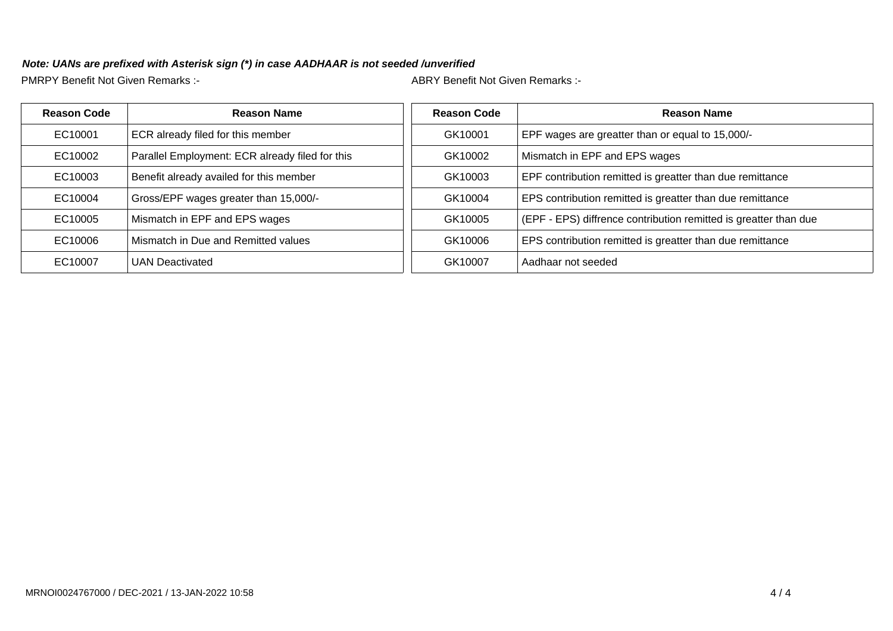***Note: UANs are prefixed with Asterisk sign (*) in case AADHAAR is not seeded /unverified***

PMRPY Benefit Not Given Remarks :-

| Reason Code | Reason Name |
|---|---|
| EC10001 | ECR already filed for this member |
| EC10002 | Parallel Employment: ECR already filed for this |
| EC10003 | Benefit already availed for this member |
| EC10004 | Gross/EPF wages greater than 15,000/- |
| EC10005 | Mismatch in EPF and EPS wages |
| EC10006 | Mismatch in Due and Remitted values |
| EC10007 | UAN Deactivated |

ABRY Benefit Not Given Remarks :-

| Reason Code | Reason Name |
|---|---|
| GK10001 | EPF wages are greatter than or equal to 15,000/- |
| GK10002 | Mismatch in EPF and EPS wages |
| GK10003 | EPF contribution remitted is greatter than due remittance |
| GK10004 | EPS contribution remitted is greatter than due remittance |
| GK10005 | (EPF - EPS) diffrence contribution remitted is greatter than due |
| GK10006 | EPS contribution remitted is greatter than due remittance |
| GK10007 | Aadhaar not seeded |

MRNOI0024767000 / DEC-2021 / 13-JAN-2022 10:58